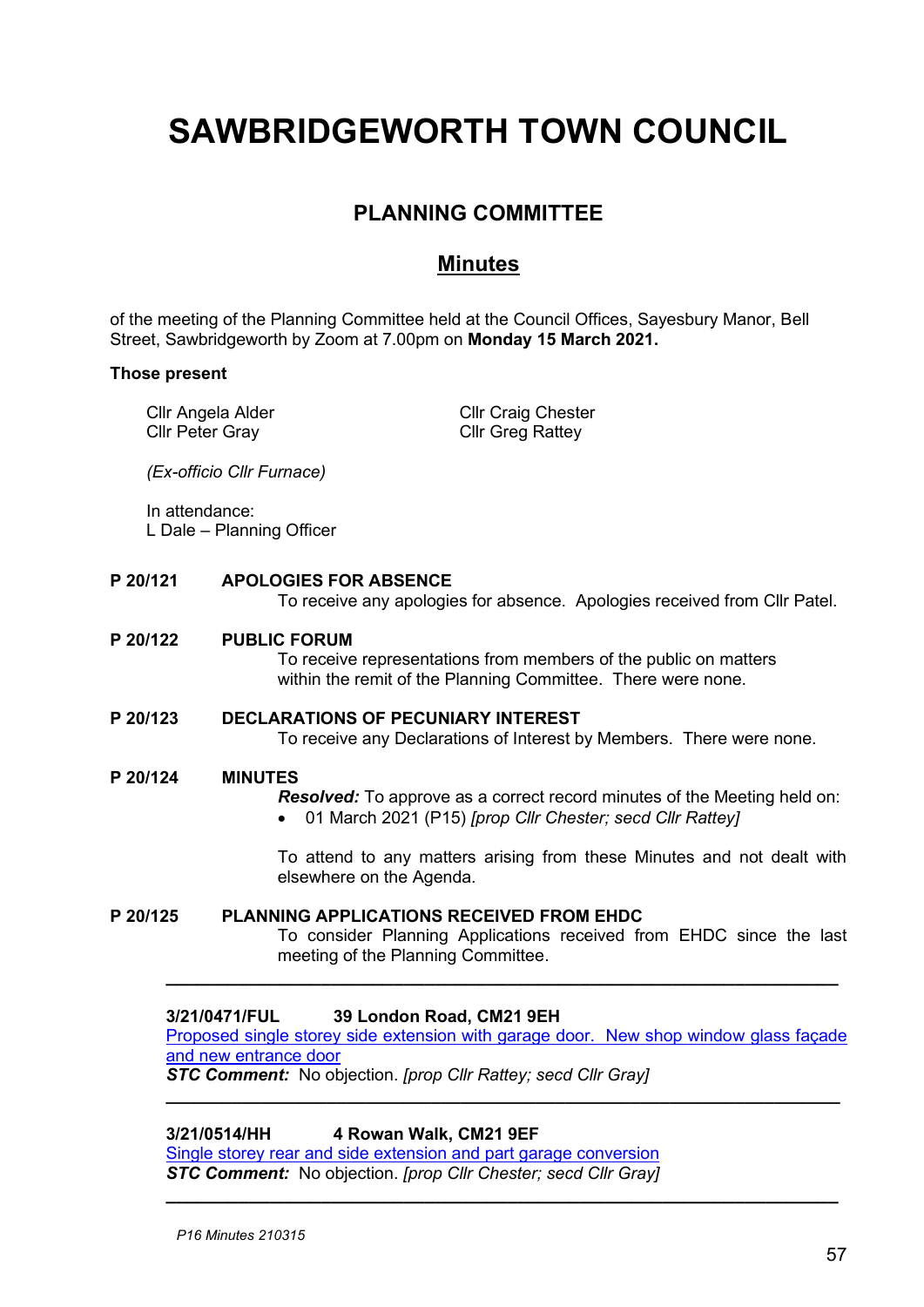# SAWBRIDGEWORTH TOWN COUNCIL

## PLANNING COMMITTEE

## Minutes

of the meeting of the Planning Committee held at the Council Offices, Sayesbury Manor, Bell Street, Sawbridgeworth by Zoom at 7.00pm on **Monday 15 March 2021.**

**Those present**

Cllr Angela Alder
Cllr Peter Gray
Cllr Craig Chester
Cllr Greg Rattey

*(Ex-officio Cllr Furnace)*

In attendance:
L Dale – Planning Officer

**P 20/121 APOLOGIES FOR ABSENCE**

To receive any apologies for absence. Apologies received from Cllr Patel.

**P 20/122 PUBLIC FORUM**

To receive representations from members of the public on matters within the remit of the Planning Committee. There were none.

**P 20/123 DECLARATIONS OF PECUNIARY INTEREST**

To receive any Declarations of Interest by Members. There were none.

**P 20/124 MINUTES**

***Resolved:*** To approve as a correct record minutes of the Meeting held on:

- 01 March 2021 (P15) *[prop Cllr Chester; secd Cllr Rattey]*

To attend to any matters arising from these Minutes and not dealt with elsewhere on the Agenda.

**P 20/125 PLANNING APPLICATIONS RECEIVED FROM EHDC**

To consider Planning Applications received from EHDC since the last meeting of the Planning Committee.

---

**3/21/0471/FUL 39 London Road, CM21 9EH**

Proposed single storey side extension with garage door. New shop window glass façade and new entrance door

***STC Comment:*** No objection. *[prop Cllr Rattey; secd Cllr Gray]*

---

**3/21/0514/HH 4 Rowan Walk, CM21 9EF**

Single storey rear and side extension and part garage conversion

***STC Comment:*** No objection. *[prop Cllr Chester; secd Cllr Gray]*

---

*P16 Minutes 210315*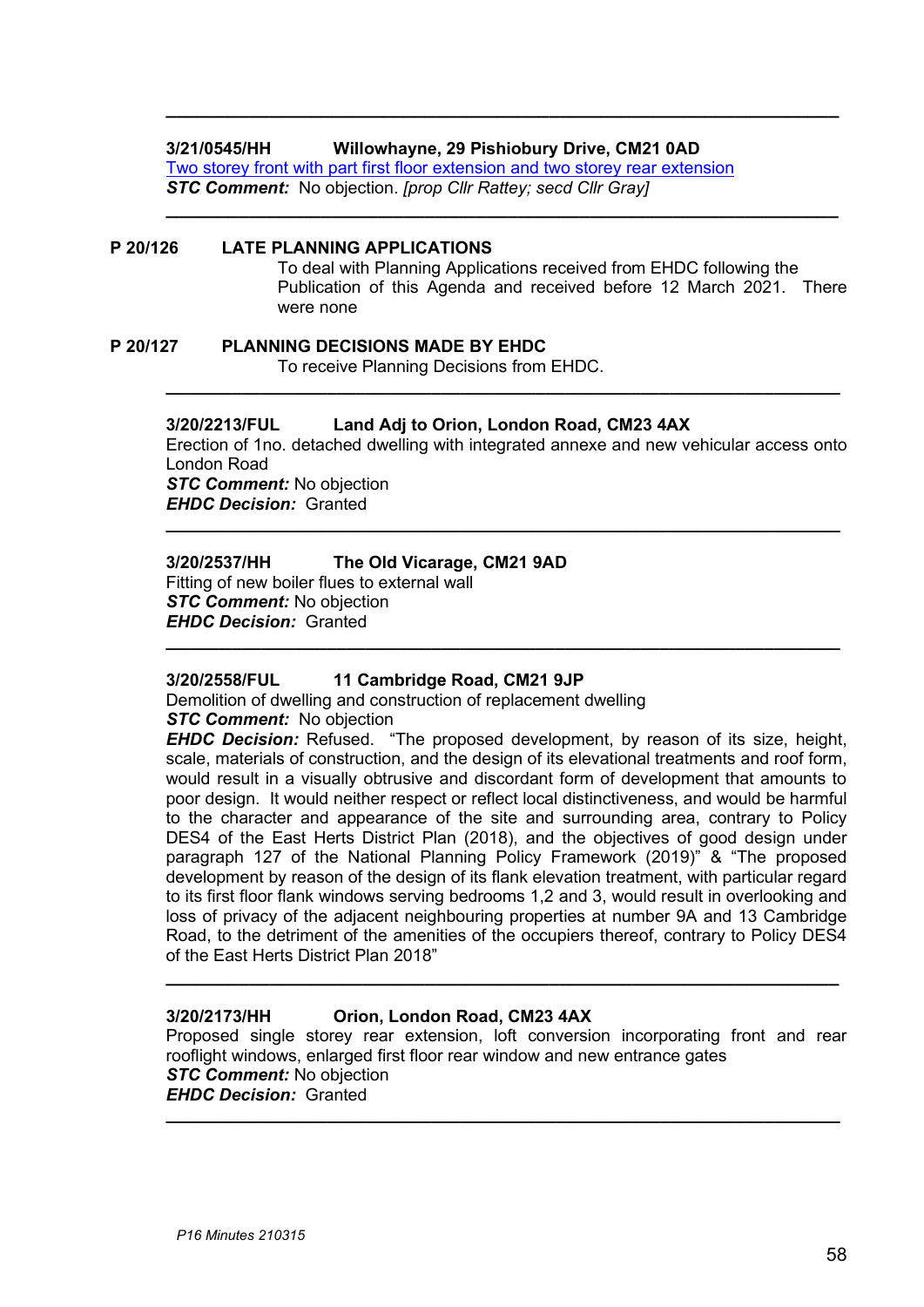---

**3/21/0545/HH Willowhayne, 29 Pishiobury Drive, CM21 0AD**

Two storey front with part first floor extension and two storey rear extension

***STC Comment:*** No objection. *[prop Cllr Rattey; secd Cllr Gray]*

---

**P 20/126 LATE PLANNING APPLICATIONS**

To deal with Planning Applications received from EHDC following the Publication of this Agenda and received before 12 March 2021. There were none

**P 20/127 PLANNING DECISIONS MADE BY EHDC**

To receive Planning Decisions from EHDC.

---

**3/20/2213/FUL Land Adj to Orion, London Road, CM23 4AX**

Erection of 1no. detached dwelling with integrated annexe and new vehicular access onto London Road

***STC Comment:*** No objection

***EHDC Decision:*** Granted

---

**3/20/2537/HH The Old Vicarage, CM21 9AD**

Fitting of new boiler flues to external wall

***STC Comment:*** No objection

***EHDC Decision:*** Granted

---

**3/20/2558/FUL 11 Cambridge Road, CM21 9JP**

Demolition of dwelling and construction of replacement dwelling

***STC Comment:*** No objection

***EHDC Decision:*** Refused. "The proposed development, by reason of its size, height, scale, materials of construction, and the design of its elevational treatments and roof form, would result in a visually obtrusive and discordant form of development that amounts to poor design. It would neither respect or reflect local distinctiveness, and would be harmful to the character and appearance of the site and surrounding area, contrary to Policy DES4 of the East Herts District Plan (2018), and the objectives of good design under paragraph 127 of the National Planning Policy Framework (2019)" & "The proposed development by reason of the design of its flank elevation treatment, with particular regard to its first floor flank windows serving bedrooms 1,2 and 3, would result in overlooking and loss of privacy of the adjacent neighbouring properties at number 9A and 13 Cambridge Road, to the detriment of the amenities of the occupiers thereof, contrary to Policy DES4 of the East Herts District Plan 2018"

---

**3/20/2173/HH Orion, London Road, CM23 4AX**

Proposed single storey rear extension, loft conversion incorporating front and rear rooflight windows, enlarged first floor rear window and new entrance gates

***STC Comment:*** No objection

***EHDC Decision:*** Granted

---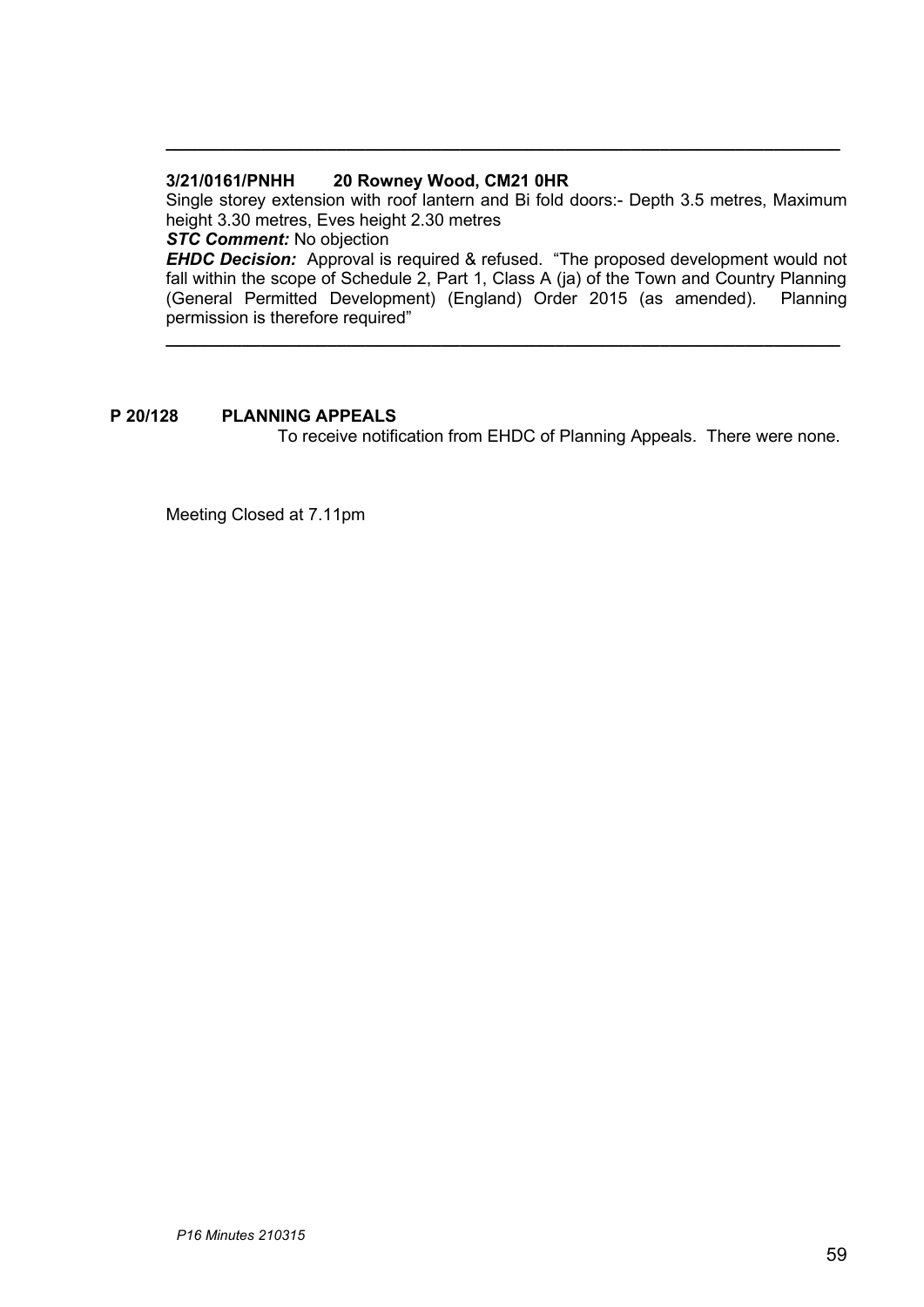---

**3/21/0161/PNHH 20 Rowney Wood, CM21 0HR**

Single storey extension with roof lantern and Bi fold doors:- Depth 3.5 metres, Maximum height 3.30 metres, Eves height 2.30 metres

***STC Comment:*** No objection

***EHDC Decision:*** Approval is required & refused. "The proposed development would not fall within the scope of Schedule 2, Part 1, Class A (ja) of the Town and Country Planning (General Permitted Development) (England) Order 2015 (as amended). Planning permission is therefore required"

---

**P 20/128 PLANNING APPEALS**

To receive notification from EHDC of Planning Appeals. There were none.

Meeting Closed at 7.11pm

*P16 Minutes 210315*